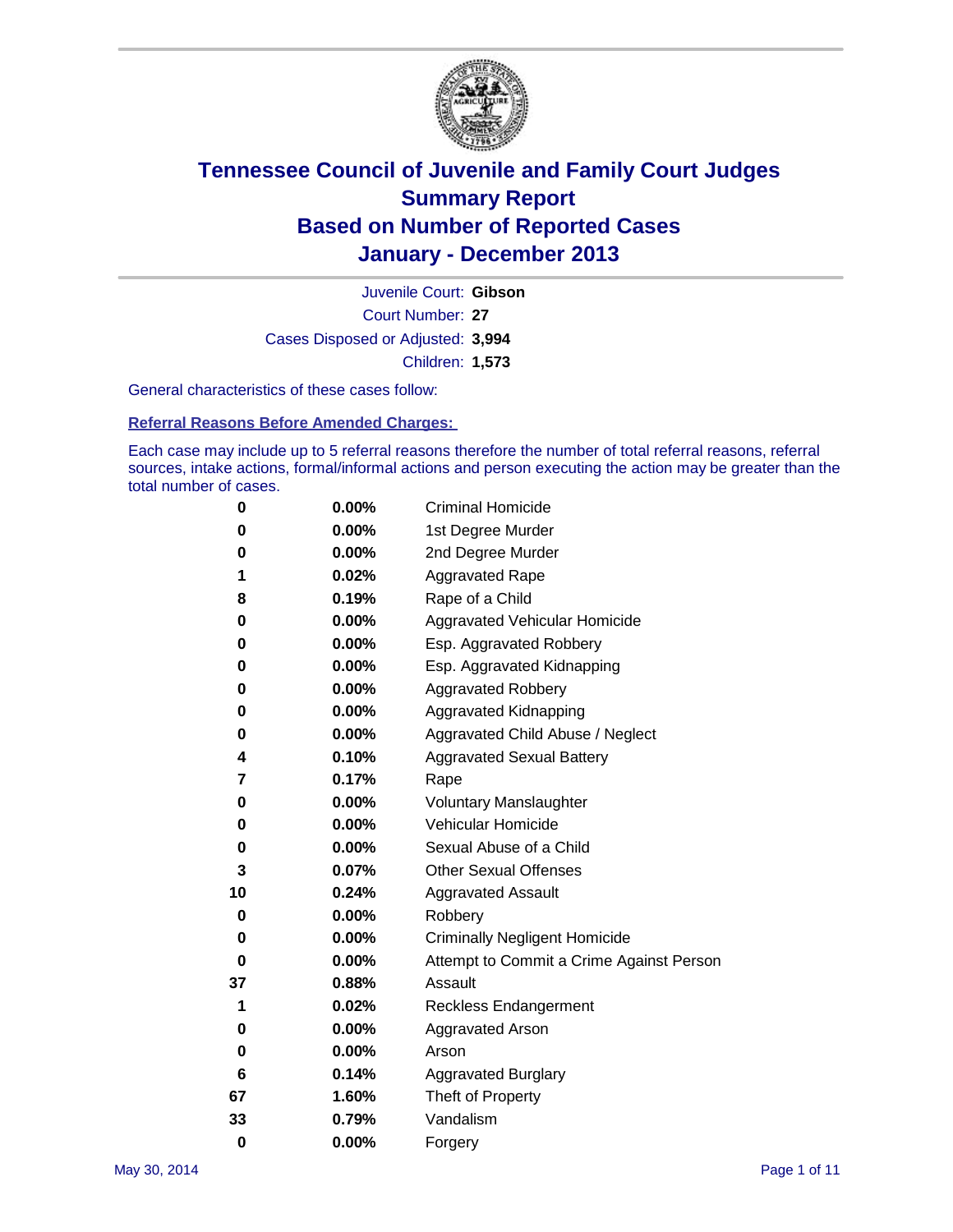# Tennessee Council of Juvenile and Family Court Judges
## Summary Report
## Based on Number of Reported Cases
## January - December 2013

Juvenile Court: **Gibson**

Court Number: **27**

Cases Disposed or Adjusted: **3,994**

Children: **1,573**

General characteristics of these cases follow:

### Referral Reasons Before Amended Charges:

Each case may include up to 5 referral reasons therefore the number of total referral reasons, referral sources, intake actions, formal/informal actions and person executing the action may be greater than the total number of cases.

| Count | Percent | Referral Reason |
|---|---|---|
| 0 | 0.00% | Criminal Homicide |
| 0 | 0.00% | 1st Degree Murder |
| 0 | 0.00% | 2nd Degree Murder |
| 1 | 0.02% | Aggravated Rape |
| 8 | 0.19% | Rape of a Child |
| 0 | 0.00% | Aggravated Vehicular Homicide |
| 0 | 0.00% | Esp. Aggravated Robbery |
| 0 | 0.00% | Esp. Aggravated Kidnapping |
| 0 | 0.00% | Aggravated Robbery |
| 0 | 0.00% | Aggravated Kidnapping |
| 0 | 0.00% | Aggravated Child Abuse / Neglect |
| 4 | 0.10% | Aggravated Sexual Battery |
| 7 | 0.17% | Rape |
| 0 | 0.00% | Voluntary Manslaughter |
| 0 | 0.00% | Vehicular Homicide |
| 0 | 0.00% | Sexual Abuse of a Child |
| 3 | 0.07% | Other Sexual Offenses |
| 10 | 0.24% | Aggravated Assault |
| 0 | 0.00% | Robbery |
| 0 | 0.00% | Criminally Negligent Homicide |
| 0 | 0.00% | Attempt to Commit a Crime Against Person |
| 37 | 0.88% | Assault |
| 1 | 0.02% | Reckless Endangerment |
| 0 | 0.00% | Aggravated Arson |
| 0 | 0.00% | Arson |
| 6 | 0.14% | Aggravated Burglary |
| 67 | 1.60% | Theft of Property |
| 33 | 0.79% | Vandalism |
| 0 | 0.00% | Forgery |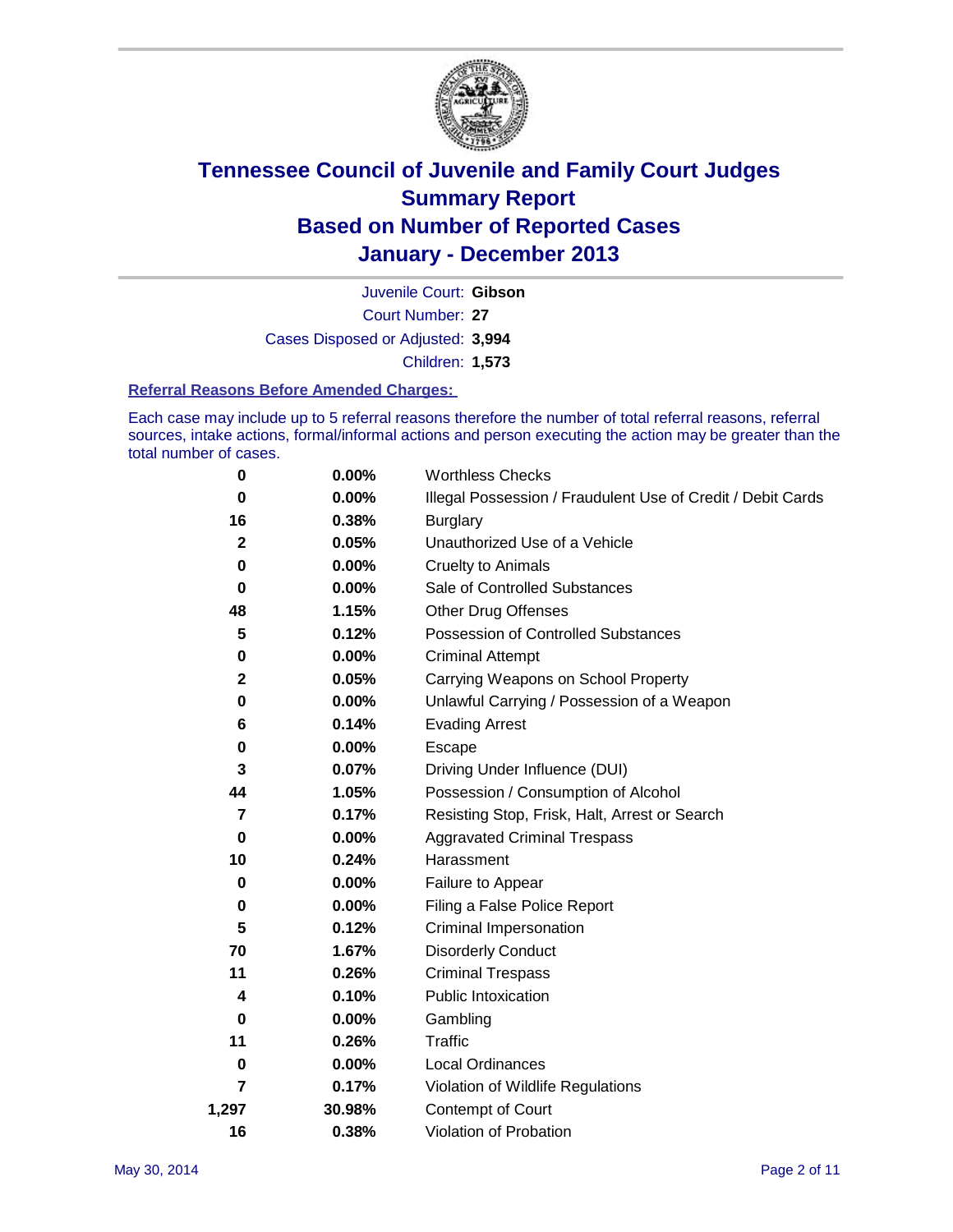# Tennessee Council of Juvenile and Family Court Judges
## Summary Report
## Based on Number of Reported Cases
## January - December 2013

Juvenile Court: **Gibson**
Court Number: **27**
Cases Disposed or Adjusted: **3,994**
Children: **1,573**

### Referral Reasons Before Amended Charges:

Each case may include up to 5 referral reasons therefore the number of total referral reasons, referral sources, intake actions, formal/informal actions and person executing the action may be greater than the total number of cases.

| Count | Percent | Referral Reason |
|---|---|---|
| 0 | 0.00% | Worthless Checks |
| 0 | 0.00% | Illegal Possession / Fraudulent Use of Credit / Debit Cards |
| 16 | 0.38% | Burglary |
| 2 | 0.05% | Unauthorized Use of a Vehicle |
| 0 | 0.00% | Cruelty to Animals |
| 0 | 0.00% | Sale of Controlled Substances |
| 48 | 1.15% | Other Drug Offenses |
| 5 | 0.12% | Possession of Controlled Substances |
| 0 | 0.00% | Criminal Attempt |
| 2 | 0.05% | Carrying Weapons on School Property |
| 0 | 0.00% | Unlawful Carrying / Possession of a Weapon |
| 6 | 0.14% | Evading Arrest |
| 0 | 0.00% | Escape |
| 3 | 0.07% | Driving Under Influence (DUI) |
| 44 | 1.05% | Possession / Consumption of Alcohol |
| 7 | 0.17% | Resisting Stop, Frisk, Halt, Arrest or Search |
| 0 | 0.00% | Aggravated Criminal Trespass |
| 10 | 0.24% | Harassment |
| 0 | 0.00% | Failure to Appear |
| 0 | 0.00% | Filing a False Police Report |
| 5 | 0.12% | Criminal Impersonation |
| 70 | 1.67% | Disorderly Conduct |
| 11 | 0.26% | Criminal Trespass |
| 4 | 0.10% | Public Intoxication |
| 0 | 0.00% | Gambling |
| 11 | 0.26% | Traffic |
| 0 | 0.00% | Local Ordinances |
| 7 | 0.17% | Violation of Wildlife Regulations |
| 1,297 | 30.98% | Contempt of Court |
| 16 | 0.38% | Violation of Probation |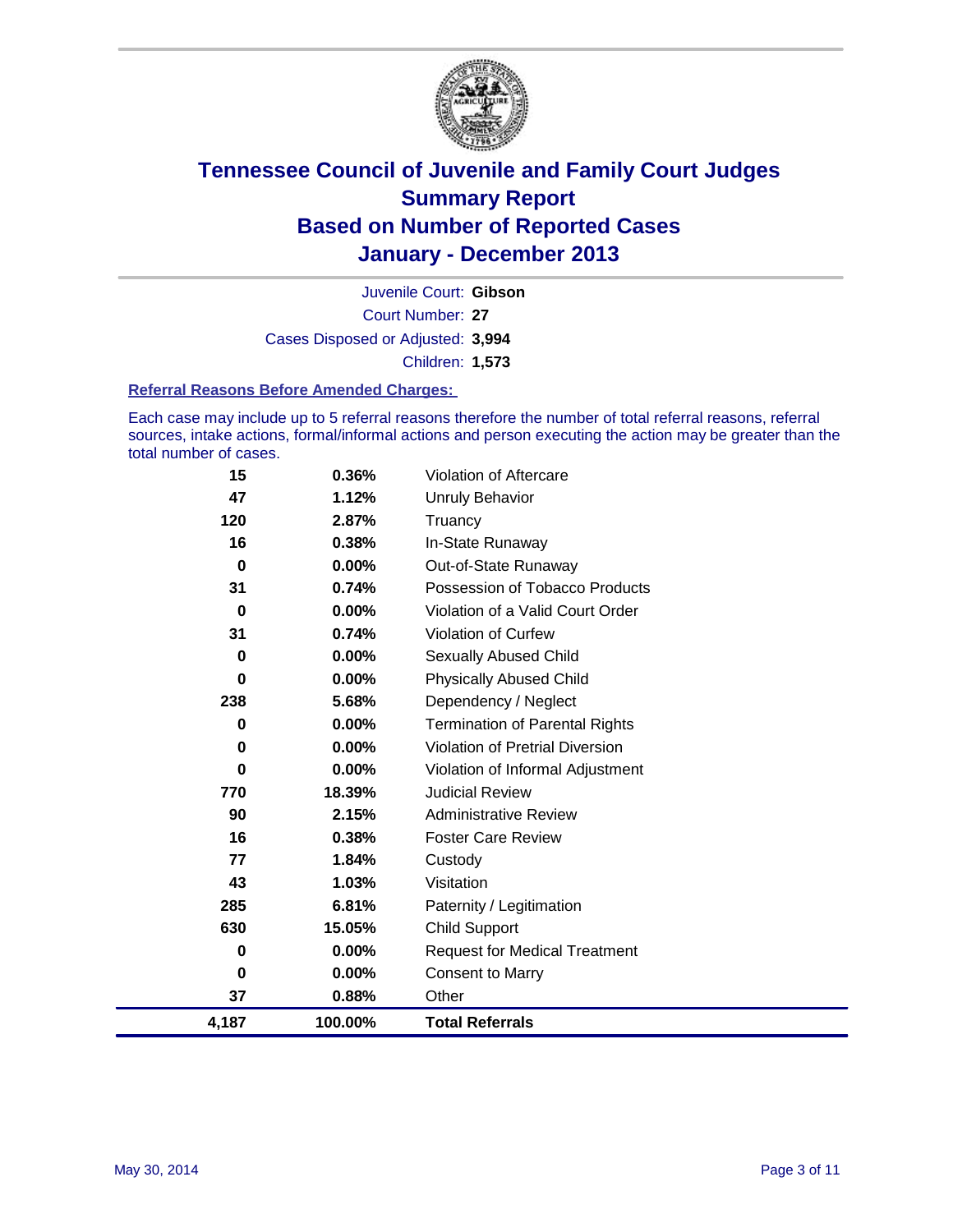# Tennessee Council of Juvenile and Family Court Judges
## Summary Report
## Based on Number of Reported Cases
## January - December 2013

Juvenile Court: **Gibson**

Court Number: **27**

Cases Disposed or Adjusted: **3,994**

Children: **1,573**

### Referral Reasons Before Amended Charges:

Each case may include up to 5 referral reasons therefore the number of total referral reasons, referral sources, intake actions, formal/informal actions and person executing the action may be greater than the total number of cases.

| Count | Percent | Referral Reason |
|---|---|---|
| 15 | 0.36% | Violation of Aftercare |
| 47 | 1.12% | Unruly Behavior |
| 120 | 2.87% | Truancy |
| 16 | 0.38% | In-State Runaway |
| 0 | 0.00% | Out-of-State Runaway |
| 31 | 0.74% | Possession of Tobacco Products |
| 0 | 0.00% | Violation of a Valid Court Order |
| 31 | 0.74% | Violation of Curfew |
| 0 | 0.00% | Sexually Abused Child |
| 0 | 0.00% | Physically Abused Child |
| 238 | 5.68% | Dependency / Neglect |
| 0 | 0.00% | Termination of Parental Rights |
| 0 | 0.00% | Violation of Pretrial Diversion |
| 0 | 0.00% | Violation of Informal Adjustment |
| 770 | 18.39% | Judicial Review |
| 90 | 2.15% | Administrative Review |
| 16 | 0.38% | Foster Care Review |
| 77 | 1.84% | Custody |
| 43 | 1.03% | Visitation |
| 285 | 6.81% | Paternity / Legitimation |
| 630 | 15.05% | Child Support |
| 0 | 0.00% | Request for Medical Treatment |
| 0 | 0.00% | Consent to Marry |
| 37 | 0.88% | Other |
| **4,187** | **100.00%** | **Total Referrals** |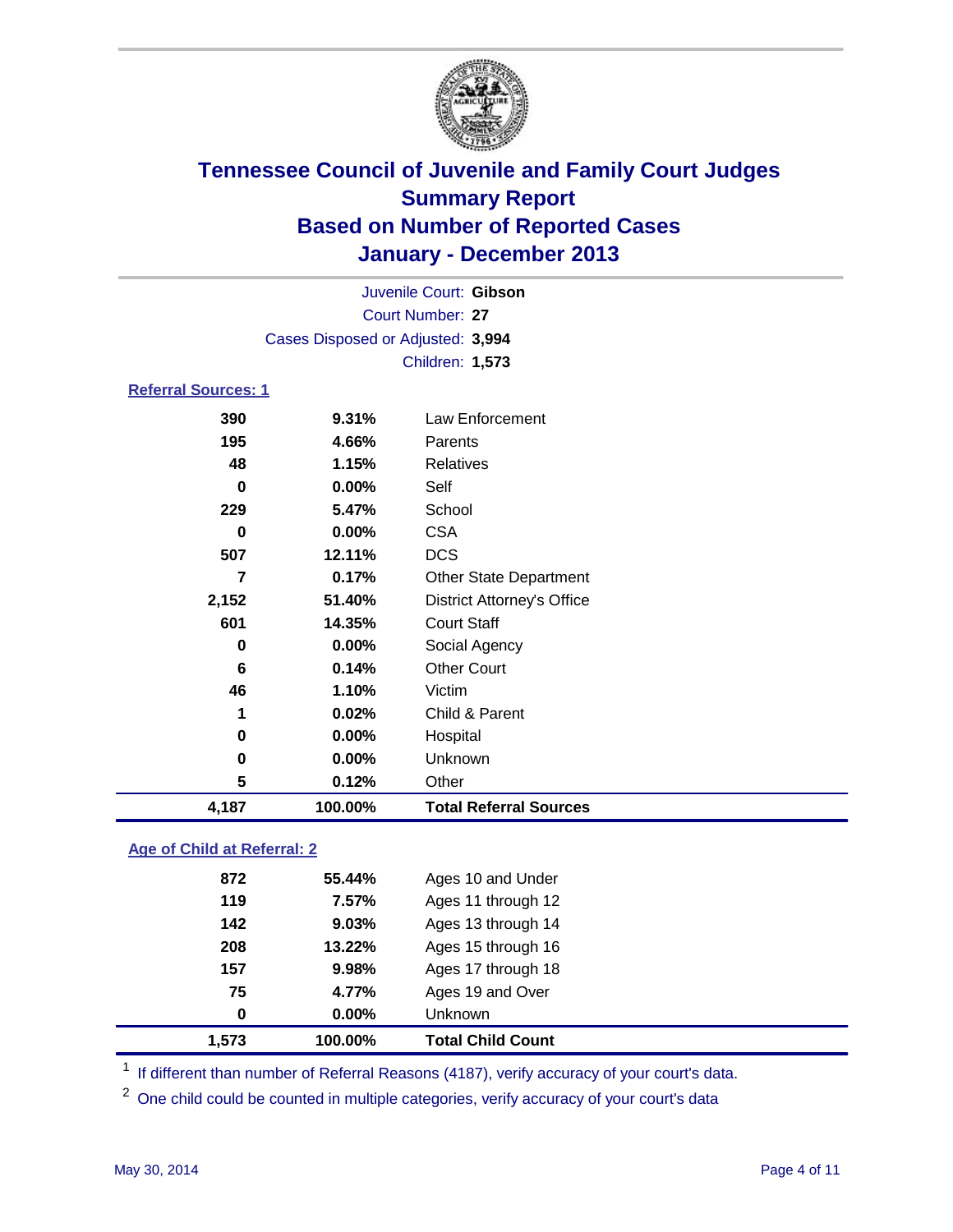# Tennessee Council of Juvenile and Family Court Judges
## Summary Report
## Based on Number of Reported Cases
## January - December 2013

Juvenile Court: **Gibson**
Court Number: **27**
Cases Disposed or Adjusted: **3,994**
Children: **1,573**

### Referral Sources: 1

| | | |
|---|---|---|
| 390 | 9.31% | Law Enforcement |
| 195 | 4.66% | Parents |
| 48 | 1.15% | Relatives |
| 0 | 0.00% | Self |
| 229 | 5.47% | School |
| 0 | 0.00% | CSA |
| 507 | 12.11% | DCS |
| 7 | 0.17% | Other State Department |
| 2,152 | 51.40% | District Attorney's Office |
| 601 | 14.35% | Court Staff |
| 0 | 0.00% | Social Agency |
| 6 | 0.14% | Other Court |
| 46 | 1.10% | Victim |
| 1 | 0.02% | Child & Parent |
| 0 | 0.00% | Hospital |
| 0 | 0.00% | Unknown |
| 5 | 0.12% | Other |
| **4,187** | **100.00%** | **Total Referral Sources** |

### Age of Child at Referral: 2

| | | |
|---|---|---|
| 872 | 55.44% | Ages 10 and Under |
| 119 | 7.57% | Ages 11 through 12 |
| 142 | 9.03% | Ages 13 through 14 |
| 208 | 13.22% | Ages 15 through 16 |
| 157 | 9.98% | Ages 17 through 18 |
| 75 | 4.77% | Ages 19 and Over |
| 0 | 0.00% | Unknown |
| **1,573** | **100.00%** | **Total Child Count** |

[1] If different than number of Referral Reasons (4187), verify accuracy of your court's data.

[2] One child could be counted in multiple categories, verify accuracy of your court's data

May 30, 2014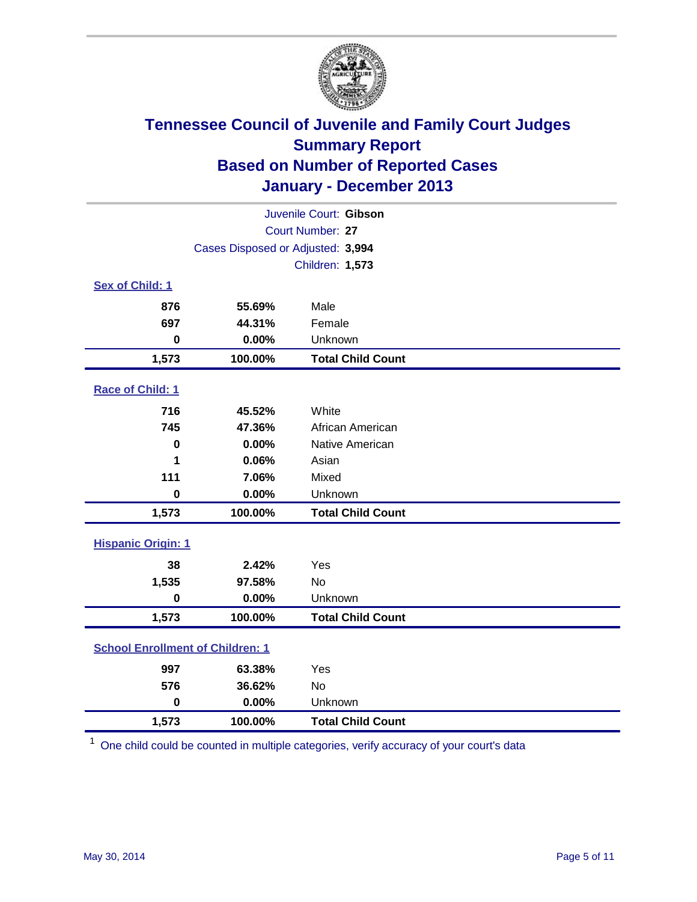# Tennessee Council of Juvenile and Family Court Judges
## Summary Report
## Based on Number of Reported Cases
## January - December 2013

Juvenile Court: **Gibson**
Court Number: **27**
Cases Disposed or Adjusted: **3,994**
Children: **1,573**

### Sex of Child: 1

| | | |
|---|---|---|
| 876 | 55.69% | Male |
| 697 | 44.31% | Female |
| 0 | 0.00% | Unknown |
| **1,573** | **100.00%** | **Total Child Count** |

### Race of Child: 1

| | | |
|---|---|---|
| 716 | 45.52% | White |
| 745 | 47.36% | African American |
| 0 | 0.00% | Native American |
| 1 | 0.06% | Asian |
| 111 | 7.06% | Mixed |
| 0 | 0.00% | Unknown |
| **1,573** | **100.00%** | **Total Child Count** |

### Hispanic Origin: 1

| | | |
|---|---|---|
| 38 | 2.42% | Yes |
| 1,535 | 97.58% | No |
| 0 | 0.00% | Unknown |
| **1,573** | **100.00%** | **Total Child Count** |

### School Enrollment of Children: 1

| | | |
|---|---|---|
| 997 | 63.38% | Yes |
| 576 | 36.62% | No |
| 0 | 0.00% | Unknown |
| **1,573** | **100.00%** | **Total Child Count** |

[1] One child could be counted in multiple categories, verify accuracy of your court's data

May 30, 2014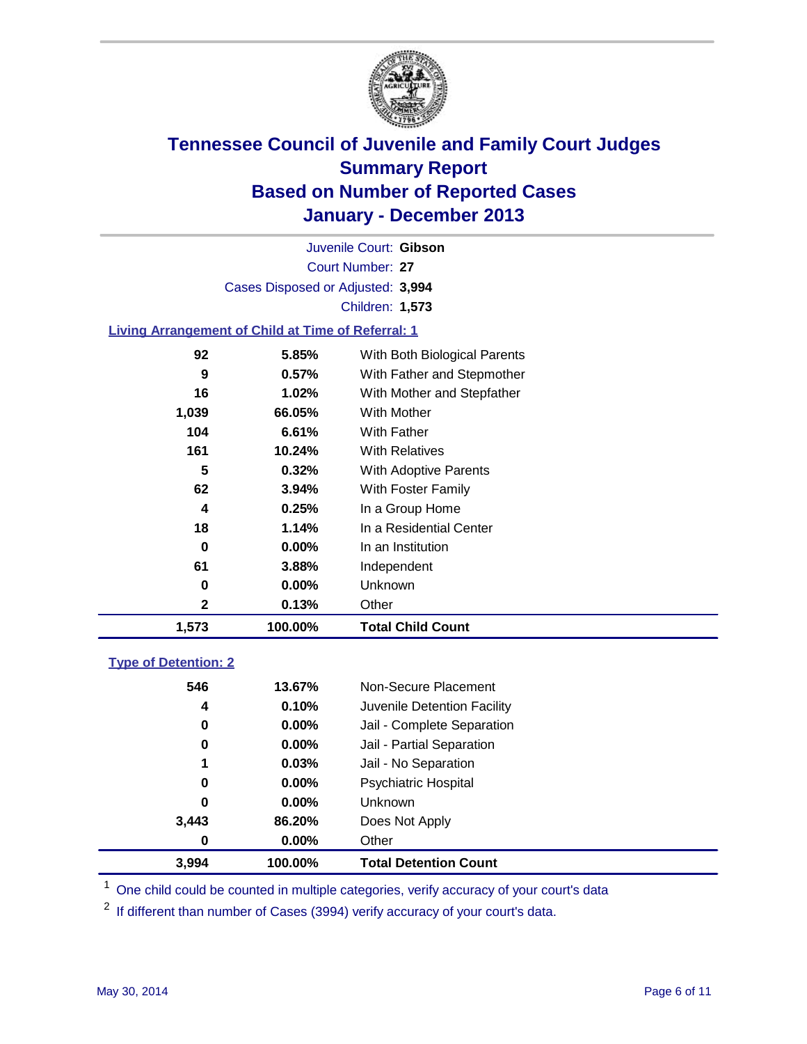# Tennessee Council of Juvenile and Family Court Judges
## Summary Report
## Based on Number of Reported Cases
## January - December 2013

Juvenile Court: **Gibson**
Court Number: **27**
Cases Disposed or Adjusted: **3,994**
Children: **1,573**

### Living Arrangement of Child at Time of Referral: 1

| Count | Percent | Living Arrangement |
|---|---|---|
| 92 | 5.85% | With Both Biological Parents |
| 9 | 0.57% | With Father and Stepmother |
| 16 | 1.02% | With Mother and Stepfather |
| 1,039 | 66.05% | With Mother |
| 104 | 6.61% | With Father |
| 161 | 10.24% | With Relatives |
| 5 | 0.32% | With Adoptive Parents |
| 62 | 3.94% | With Foster Family |
| 4 | 0.25% | In a Group Home |
| 18 | 1.14% | In a Residential Center |
| 0 | 0.00% | In an Institution |
| 61 | 3.88% | Independent |
| 0 | 0.00% | Unknown |
| 2 | 0.13% | Other |
| **1,573** | **100.00%** | **Total Child Count** |

### Type of Detention: 2

| Count | Percent | Type of Detention |
|---|---|---|
| 546 | 13.67% | Non-Secure Placement |
| 4 | 0.10% | Juvenile Detention Facility |
| 0 | 0.00% | Jail - Complete Separation |
| 0 | 0.00% | Jail - Partial Separation |
| 1 | 0.03% | Jail - No Separation |
| 0 | 0.00% | Psychiatric Hospital |
| 0 | 0.00% | Unknown |
| 3,443 | 86.20% | Does Not Apply |
| 0 | 0.00% | Other |
| **3,994** | **100.00%** | **Total Detention Count** |

[1] One child could be counted in multiple categories, verify accuracy of your court's data

[2] If different than number of Cases (3994) verify accuracy of your court's data.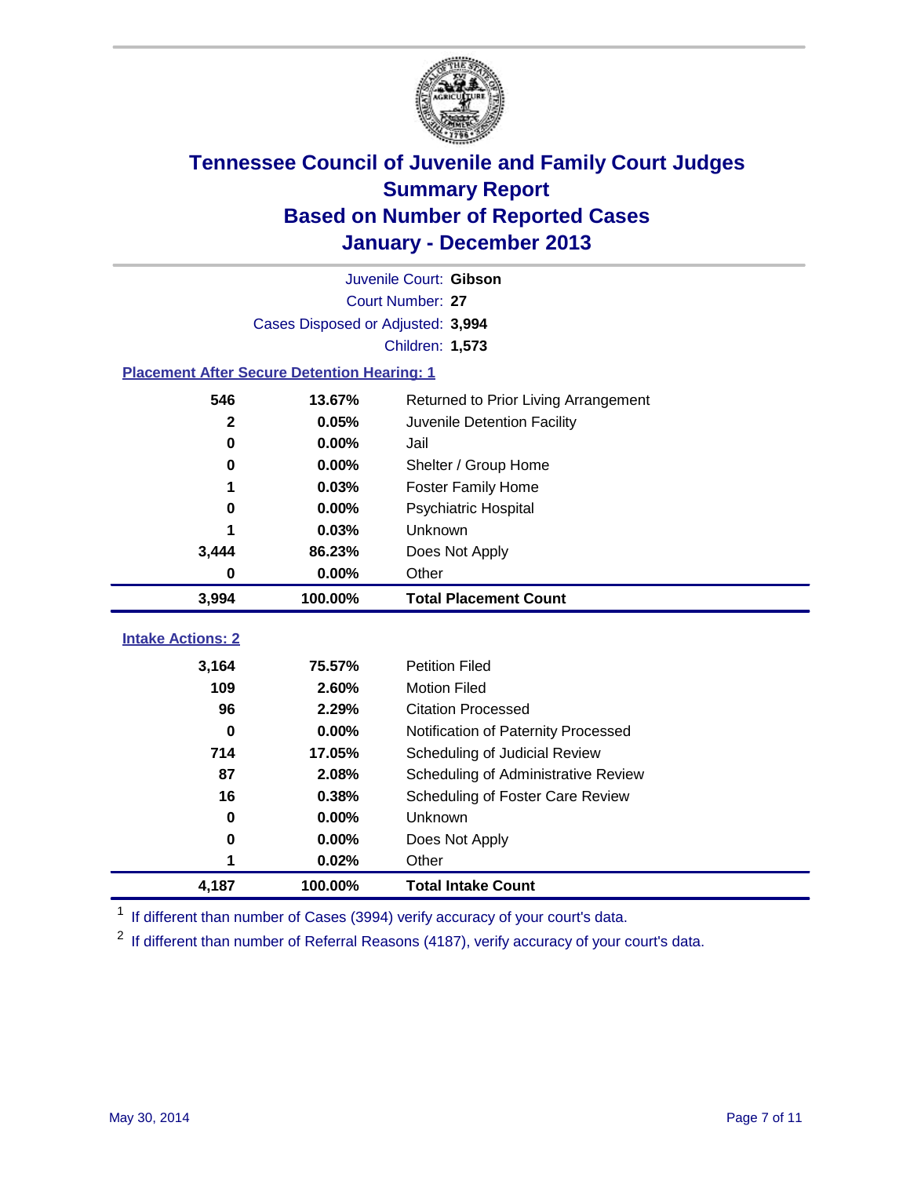# Tennessee Council of Juvenile and Family Court Judges
## Summary Report
## Based on Number of Reported Cases
## January - December 2013

Juvenile Court: **Gibson**

Court Number: **27**

Cases Disposed or Adjusted: **3,994**

Children: **1,573**

### Placement After Secure Detention Hearing: 1

| | | |
|---|---|---|
| 546 | 13.67% | Returned to Prior Living Arrangement |
| 2 | 0.05% | Juvenile Detention Facility |
| 0 | 0.00% | Jail |
| 0 | 0.00% | Shelter / Group Home |
| 1 | 0.03% | Foster Family Home |
| 0 | 0.00% | Psychiatric Hospital |
| 1 | 0.03% | Unknown |
| 3,444 | 86.23% | Does Not Apply |
| 0 | 0.00% | Other |
| **3,994** | **100.00%** | **Total Placement Count** |

### Intake Actions: 2

| | | |
|---|---|---|
| 3,164 | 75.57% | Petition Filed |
| 109 | 2.60% | Motion Filed |
| 96 | 2.29% | Citation Processed |
| 0 | 0.00% | Notification of Paternity Processed |
| 714 | 17.05% | Scheduling of Judicial Review |
| 87 | 2.08% | Scheduling of Administrative Review |
| 16 | 0.38% | Scheduling of Foster Care Review |
| 0 | 0.00% | Unknown |
| 0 | 0.00% | Does Not Apply |
| 1 | 0.02% | Other |
| **4,187** | **100.00%** | **Total Intake Count** |

[1] If different than number of Cases (3994) verify accuracy of your court's data.

[2] If different than number of Referral Reasons (4187), verify accuracy of your court's data.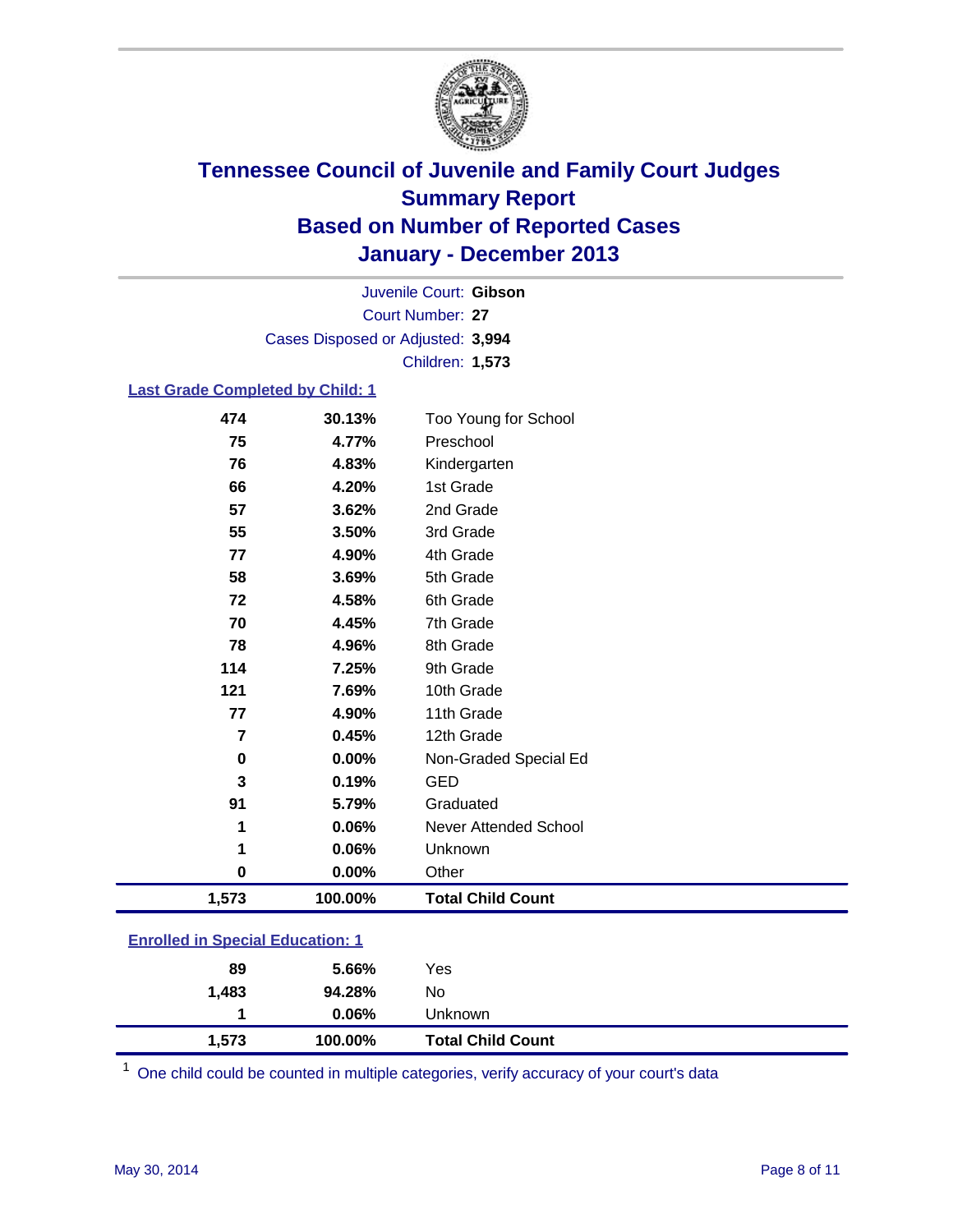# Tennessee Council of Juvenile and Family Court Judges
## Summary Report
## Based on Number of Reported Cases
## January - December 2013

Juvenile Court: **Gibson**
Court Number: **27**
Cases Disposed or Adjusted: **3,994**
Children: **1,573**

### Last Grade Completed by Child: 1

| | | |
|---|---|---|
| 474 | 30.13% | Too Young for School |
| 75 | 4.77% | Preschool |
| 76 | 4.83% | Kindergarten |
| 66 | 4.20% | 1st Grade |
| 57 | 3.62% | 2nd Grade |
| 55 | 3.50% | 3rd Grade |
| 77 | 4.90% | 4th Grade |
| 58 | 3.69% | 5th Grade |
| 72 | 4.58% | 6th Grade |
| 70 | 4.45% | 7th Grade |
| 78 | 4.96% | 8th Grade |
| 114 | 7.25% | 9th Grade |
| 121 | 7.69% | 10th Grade |
| 77 | 4.90% | 11th Grade |
| 7 | 0.45% | 12th Grade |
| 0 | 0.00% | Non-Graded Special Ed |
| 3 | 0.19% | GED |
| 91 | 5.79% | Graduated |
| 1 | 0.06% | Never Attended School |
| 1 | 0.06% | Unknown |
| 0 | 0.00% | Other |
| **1,573** | **100.00%** | **Total Child Count** |

### Enrolled in Special Education: 1

| | | |
|---|---|---|
| 89 | 5.66% | Yes |
| 1,483 | 94.28% | No |
| 1 | 0.06% | Unknown |
| **1,573** | **100.00%** | **Total Child Count** |

[1] One child could be counted in multiple categories, verify accuracy of your court's data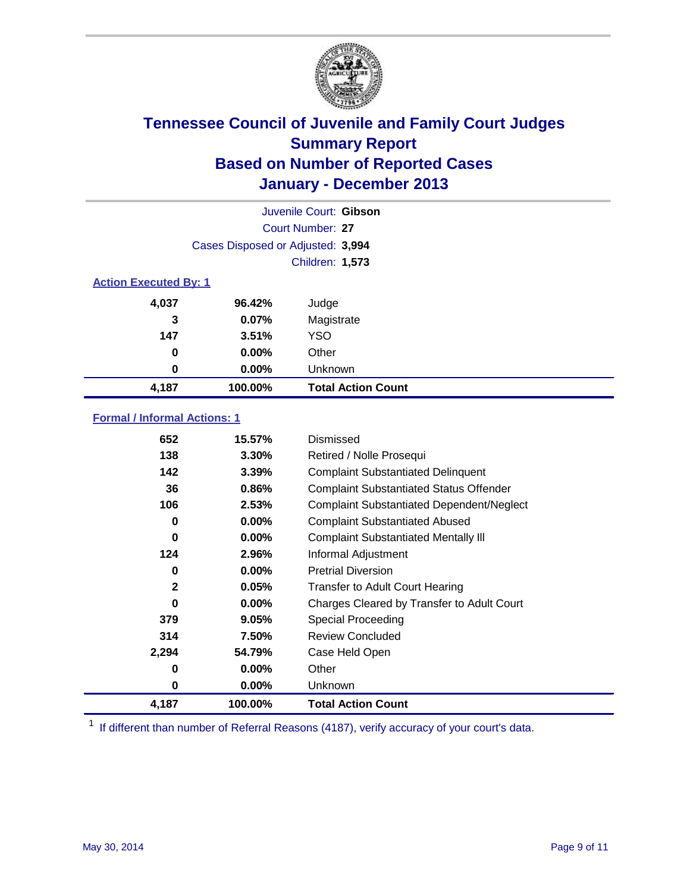# Tennessee Council of Juvenile and Family Court Judges
## Summary Report
## Based on Number of Reported Cases
## January - December 2013

Juvenile Court: **Gibson**
Court Number: **27**
Cases Disposed or Adjusted: **3,994**
Children: **1,573**

### Action Executed By: 1

| Count | Percent | Action |
|---|---|---|
| 4,037 | 96.42% | Judge |
| 3 | 0.07% | Magistrate |
| 147 | 3.51% | YSO |
| 0 | 0.00% | Other |
| 0 | 0.00% | Unknown |
| **4,187** | **100.00%** | **Total Action Count** |

### Formal / Informal Actions: 1

| Count | Percent | Action |
|---|---|---|
| 652 | 15.57% | Dismissed |
| 138 | 3.30% | Retired / Nolle Prosequi |
| 142 | 3.39% | Complaint Substantiated Delinquent |
| 36 | 0.86% | Complaint Substantiated Status Offender |
| 106 | 2.53% | Complaint Substantiated Dependent/Neglect |
| 0 | 0.00% | Complaint Substantiated Abused |
| 0 | 0.00% | Complaint Substantiated Mentally Ill |
| 124 | 2.96% | Informal Adjustment |
| 0 | 0.00% | Pretrial Diversion |
| 2 | 0.05% | Transfer to Adult Court Hearing |
| 0 | 0.00% | Charges Cleared by Transfer to Adult Court |
| 379 | 9.05% | Special Proceeding |
| 314 | 7.50% | Review Concluded |
| 2,294 | 54.79% | Case Held Open |
| 0 | 0.00% | Other |
| 0 | 0.00% | Unknown |
| **4,187** | **100.00%** | **Total Action Count** |

[1] If different than number of Referral Reasons (4187), verify accuracy of your court's data.

May 30, 2014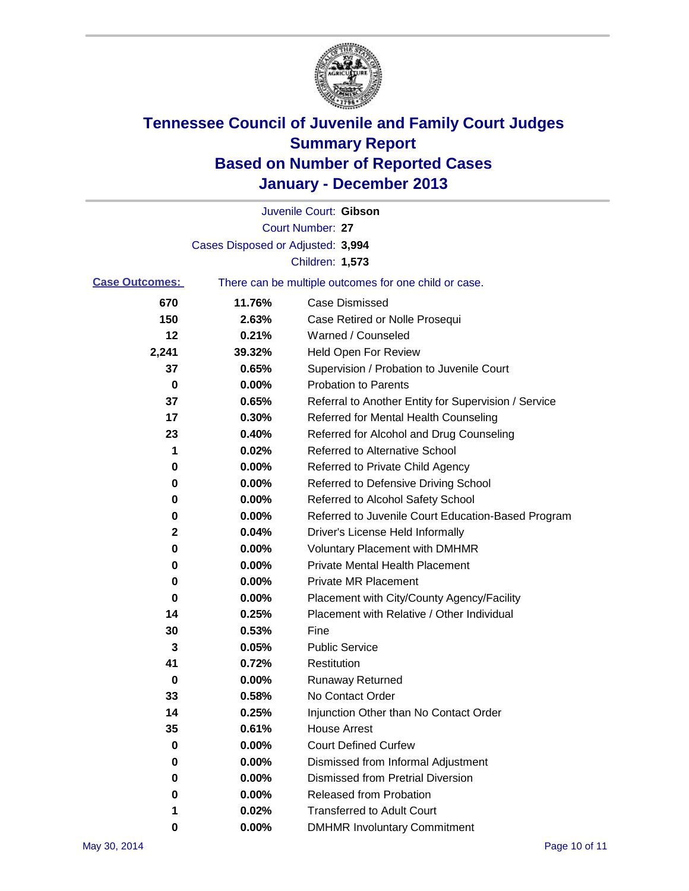# Tennessee Council of Juvenile and Family Court Judges
# Summary Report
# Based on Number of Reported Cases
# January - December 2013

Juvenile Court: **Gibson**
Court Number: **27**
Cases Disposed or Adjusted: **3,994**
Children: **1,573**

**Case Outcomes:** There can be multiple outcomes for one child or case.

| | | |
|---|---|---|
| **670** | **11.76%** | Case Dismissed |
| **150** | **2.63%** | Case Retired or Nolle Prosequi |
| **12** | **0.21%** | Warned / Counseled |
| **2,241** | **39.32%** | Held Open For Review |
| **37** | **0.65%** | Supervision / Probation to Juvenile Court |
| **0** | **0.00%** | Probation to Parents |
| **37** | **0.65%** | Referral to Another Entity for Supervision / Service |
| **17** | **0.30%** | Referred for Mental Health Counseling |
| **23** | **0.40%** | Referred for Alcohol and Drug Counseling |
| **1** | **0.02%** | Referred to Alternative School |
| **0** | **0.00%** | Referred to Private Child Agency |
| **0** | **0.00%** | Referred to Defensive Driving School |
| **0** | **0.00%** | Referred to Alcohol Safety School |
| **0** | **0.00%** | Referred to Juvenile Court Education-Based Program |
| **2** | **0.04%** | Driver's License Held Informally |
| **0** | **0.00%** | Voluntary Placement with DMHMR |
| **0** | **0.00%** | Private Mental Health Placement |
| **0** | **0.00%** | Private MR Placement |
| **0** | **0.00%** | Placement with City/County Agency/Facility |
| **14** | **0.25%** | Placement with Relative / Other Individual |
| **30** | **0.53%** | Fine |
| **3** | **0.05%** | Public Service |
| **41** | **0.72%** | Restitution |
| **0** | **0.00%** | Runaway Returned |
| **33** | **0.58%** | No Contact Order |
| **14** | **0.25%** | Injunction Other than No Contact Order |
| **35** | **0.61%** | House Arrest |
| **0** | **0.00%** | Court Defined Curfew |
| **0** | **0.00%** | Dismissed from Informal Adjustment |
| **0** | **0.00%** | Dismissed from Pretrial Diversion |
| **0** | **0.00%** | Released from Probation |
| **1** | **0.02%** | Transferred to Adult Court |
| **0** | **0.00%** | DMHMR Involuntary Commitment |

May 30, 2014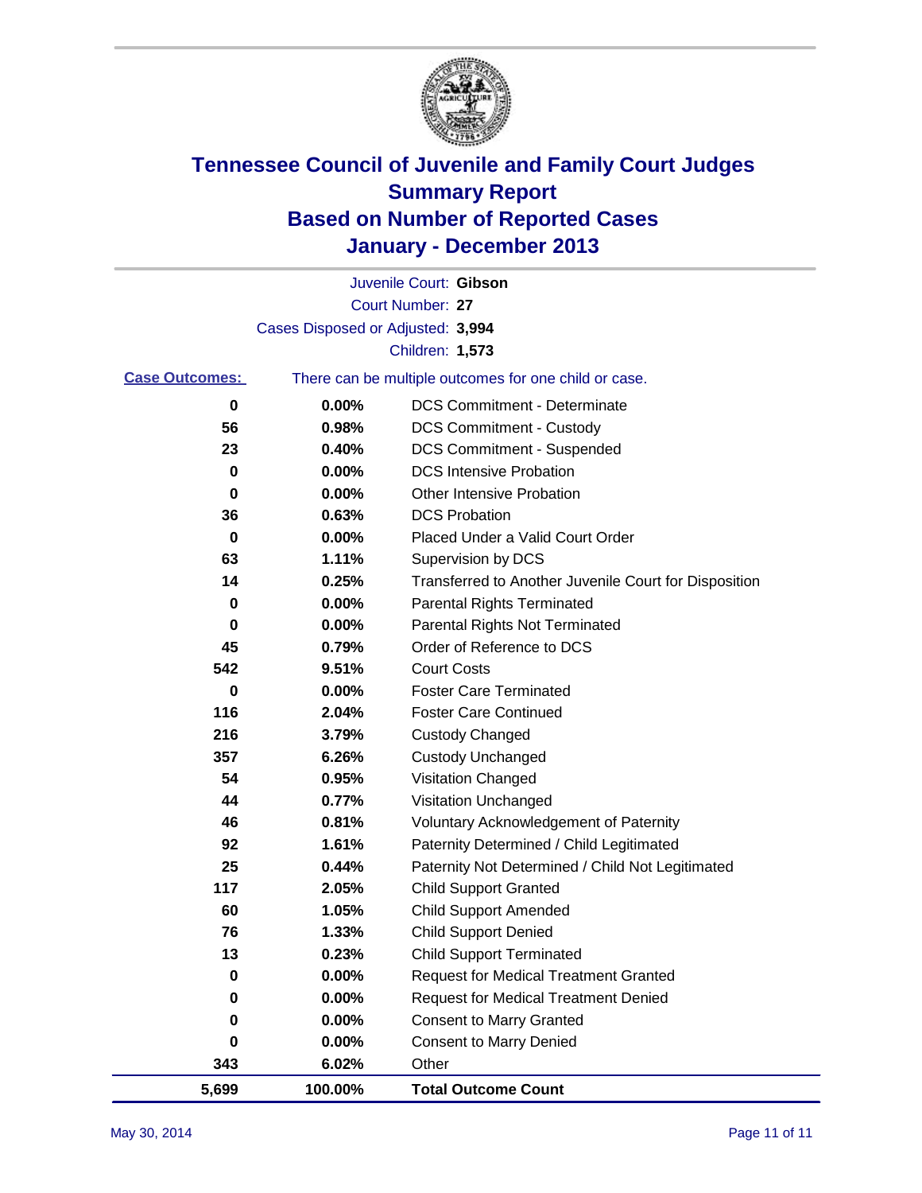# Tennessee Council of Juvenile and Family Court Judges
## Summary Report
## Based on Number of Reported Cases
## January - December 2013

Juvenile Court: **Gibson**

Court Number: **27**

Cases Disposed or Adjusted: **3,994**

Children: **1,573**

**Case Outcomes:** There can be multiple outcomes for one child or case.

| | | |
|---|---|---|
| 0 | 0.00% | DCS Commitment - Determinate |
| 56 | 0.98% | DCS Commitment - Custody |
| 23 | 0.40% | DCS Commitment - Suspended |
| 0 | 0.00% | DCS Intensive Probation |
| 0 | 0.00% | Other Intensive Probation |
| 36 | 0.63% | DCS Probation |
| 0 | 0.00% | Placed Under a Valid Court Order |
| 63 | 1.11% | Supervision by DCS |
| 14 | 0.25% | Transferred to Another Juvenile Court for Disposition |
| 0 | 0.00% | Parental Rights Terminated |
| 0 | 0.00% | Parental Rights Not Terminated |
| 45 | 0.79% | Order of Reference to DCS |
| 542 | 9.51% | Court Costs |
| 0 | 0.00% | Foster Care Terminated |
| 116 | 2.04% | Foster Care Continued |
| 216 | 3.79% | Custody Changed |
| 357 | 6.26% | Custody Unchanged |
| 54 | 0.95% | Visitation Changed |
| 44 | 0.77% | Visitation Unchanged |
| 46 | 0.81% | Voluntary Acknowledgement of Paternity |
| 92 | 1.61% | Paternity Determined / Child Legitimated |
| 25 | 0.44% | Paternity Not Determined / Child Not Legitimated |
| 117 | 2.05% | Child Support Granted |
| 60 | 1.05% | Child Support Amended |
| 76 | 1.33% | Child Support Denied |
| 13 | 0.23% | Child Support Terminated |
| 0 | 0.00% | Request for Medical Treatment Granted |
| 0 | 0.00% | Request for Medical Treatment Denied |
| 0 | 0.00% | Consent to Marry Granted |
| 0 | 0.00% | Consent to Marry Denied |
| 343 | 6.02% | Other |
| **5,699** | **100.00%** | **Total Outcome Count** |

May 30, 2014